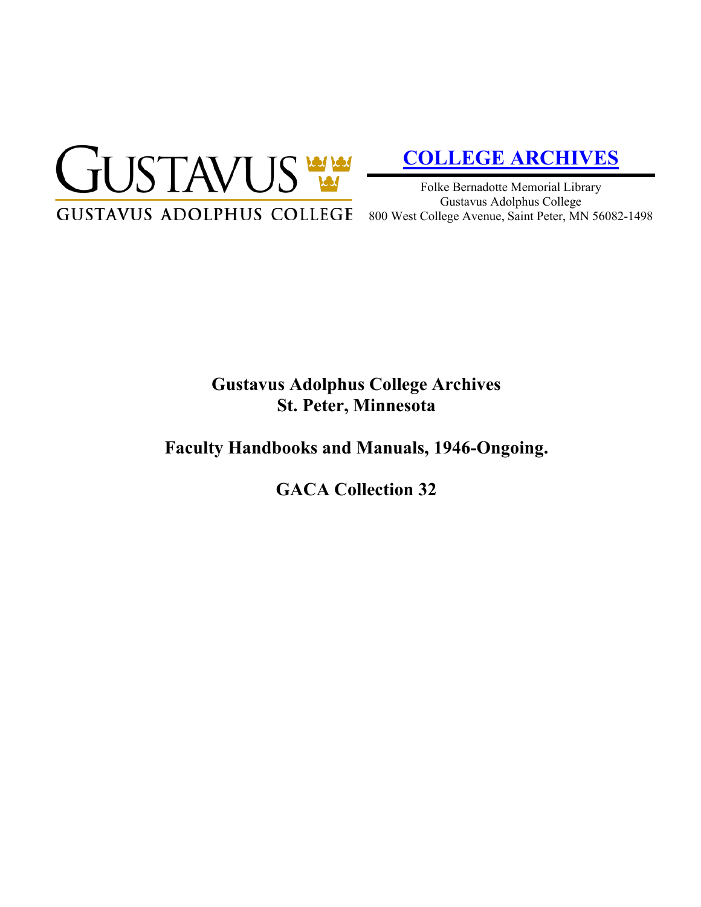GUSTAVUS
GUSTAVUS ADOLPHUS COLLEGE

**COLLEGE ARCHIVES**

Folke Bernadotte Memorial Library
Gustavus Adolphus College
800 West College Avenue, Saint Peter, MN 56082-1498

# Gustavus Adolphus College Archives
# St. Peter, Minnesota

## Faculty Handbooks and Manuals, 1946-Ongoing.

## GACA Collection 32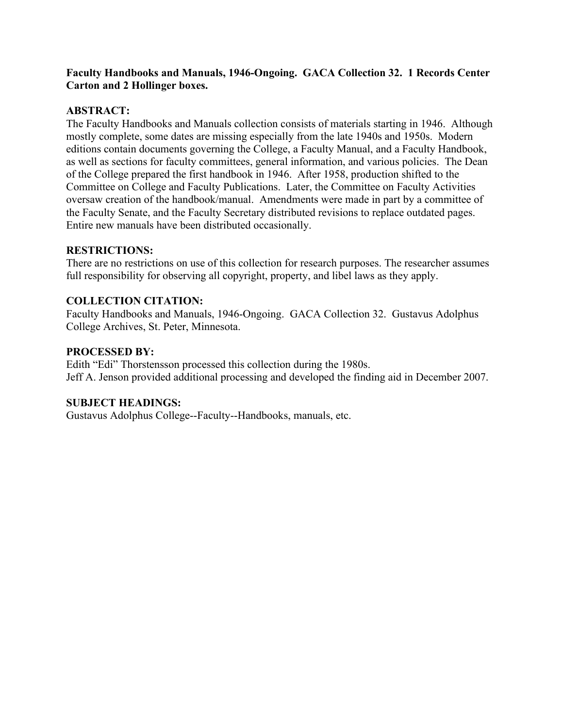**Faculty Handbooks and Manuals, 1946-Ongoing. GACA Collection 32. 1 Records Center Carton and 2 Hollinger boxes.**

**ABSTRACT:**
The Faculty Handbooks and Manuals collection consists of materials starting in 1946. Although mostly complete, some dates are missing especially from the late 1940s and 1950s. Modern editions contain documents governing the College, a Faculty Manual, and a Faculty Handbook, as well as sections for faculty committees, general information, and various policies. The Dean of the College prepared the first handbook in 1946. After 1958, production shifted to the Committee on College and Faculty Publications. Later, the Committee on Faculty Activities oversaw creation of the handbook/manual. Amendments were made in part by a committee of the Faculty Senate, and the Faculty Secretary distributed revisions to replace outdated pages. Entire new manuals have been distributed occasionally.

**RESTRICTIONS:**
There are no restrictions on use of this collection for research purposes. The researcher assumes full responsibility for observing all copyright, property, and libel laws as they apply.

**COLLECTION CITATION:**
Faculty Handbooks and Manuals, 1946-Ongoing. GACA Collection 32. Gustavus Adolphus College Archives, St. Peter, Minnesota.

**PROCESSED BY:**
Edith "Edi" Thorstensson processed this collection during the 1980s.
Jeff A. Jenson provided additional processing and developed the finding aid in December 2007.

**SUBJECT HEADINGS:**
Gustavus Adolphus College--Faculty--Handbooks, manuals, etc.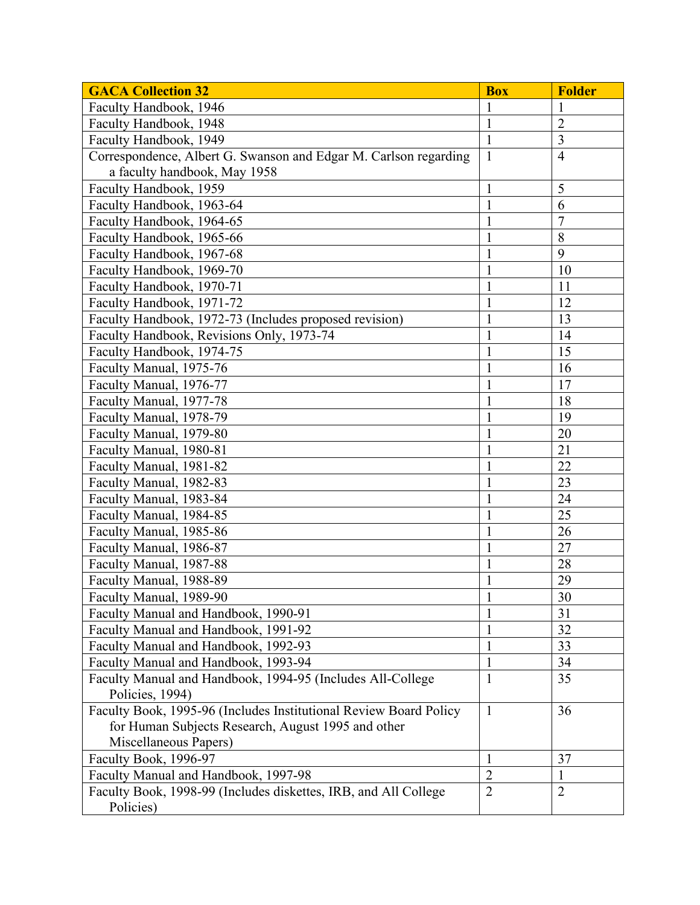| GACA Collection 32 | Box | Folder |
|---|---|---|
| Faculty Handbook, 1946 | 1 | 1 |
| Faculty Handbook, 1948 | 1 | 2 |
| Faculty Handbook, 1949 | 1 | 3 |
| Correspondence, Albert G. Swanson and Edgar M. Carlson regarding a faculty handbook, May 1958 | 1 | 4 |
| Faculty Handbook, 1959 | 1 | 5 |
| Faculty Handbook, 1963-64 | 1 | 6 |
| Faculty Handbook, 1964-65 | 1 | 7 |
| Faculty Handbook, 1965-66 | 1 | 8 |
| Faculty Handbook, 1967-68 | 1 | 9 |
| Faculty Handbook, 1969-70 | 1 | 10 |
| Faculty Handbook, 1970-71 | 1 | 11 |
| Faculty Handbook, 1971-72 | 1 | 12 |
| Faculty Handbook, 1972-73 (Includes proposed revision) | 1 | 13 |
| Faculty Handbook, Revisions Only, 1973-74 | 1 | 14 |
| Faculty Handbook, 1974-75 | 1 | 15 |
| Faculty Manual, 1975-76 | 1 | 16 |
| Faculty Manual, 1976-77 | 1 | 17 |
| Faculty Manual, 1977-78 | 1 | 18 |
| Faculty Manual, 1978-79 | 1 | 19 |
| Faculty Manual, 1979-80 | 1 | 20 |
| Faculty Manual, 1980-81 | 1 | 21 |
| Faculty Manual, 1981-82 | 1 | 22 |
| Faculty Manual, 1982-83 | 1 | 23 |
| Faculty Manual, 1983-84 | 1 | 24 |
| Faculty Manual, 1984-85 | 1 | 25 |
| Faculty Manual, 1985-86 | 1 | 26 |
| Faculty Manual, 1986-87 | 1 | 27 |
| Faculty Manual, 1987-88 | 1 | 28 |
| Faculty Manual, 1988-89 | 1 | 29 |
| Faculty Manual, 1989-90 | 1 | 30 |
| Faculty Manual and Handbook, 1990-91 | 1 | 31 |
| Faculty Manual and Handbook, 1991-92 | 1 | 32 |
| Faculty Manual and Handbook, 1992-93 | 1 | 33 |
| Faculty Manual and Handbook, 1993-94 | 1 | 34 |
| Faculty Manual and Handbook, 1994-95 (Includes All-College Policies, 1994) | 1 | 35 |
| Faculty Book, 1995-96 (Includes Institutional Review Board Policy for Human Subjects Research, August 1995 and other Miscellaneous Papers) | 1 | 36 |
| Faculty Book, 1996-97 | 1 | 37 |
| Faculty Manual and Handbook, 1997-98 | 2 | 1 |
| Faculty Book, 1998-99 (Includes diskettes, IRB, and All College Policies) | 2 | 2 |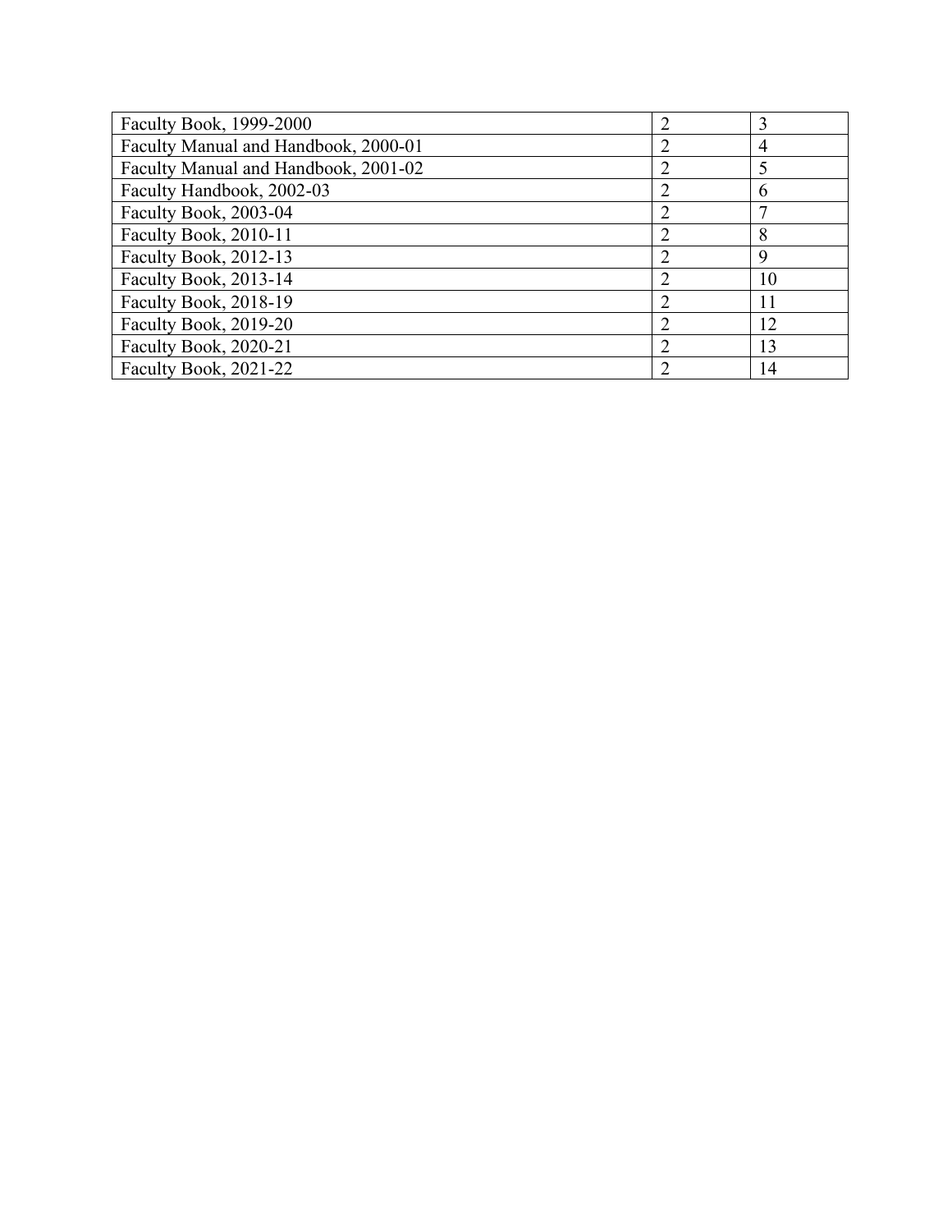| | | |
|---|---|---|
| Faculty Book, 1999-2000 | 2 | 3 |
| Faculty Manual and Handbook, 2000-01 | 2 | 4 |
| Faculty Manual and Handbook, 2001-02 | 2 | 5 |
| Faculty Handbook, 2002-03 | 2 | 6 |
| Faculty Book, 2003-04 | 2 | 7 |
| Faculty Book, 2010-11 | 2 | 8 |
| Faculty Book, 2012-13 | 2 | 9 |
| Faculty Book, 2013-14 | 2 | 10 |
| Faculty Book, 2018-19 | 2 | 11 |
| Faculty Book, 2019-20 | 2 | 12 |
| Faculty Book, 2020-21 | 2 | 13 |
| Faculty Book, 2021-22 | 2 | 14 |